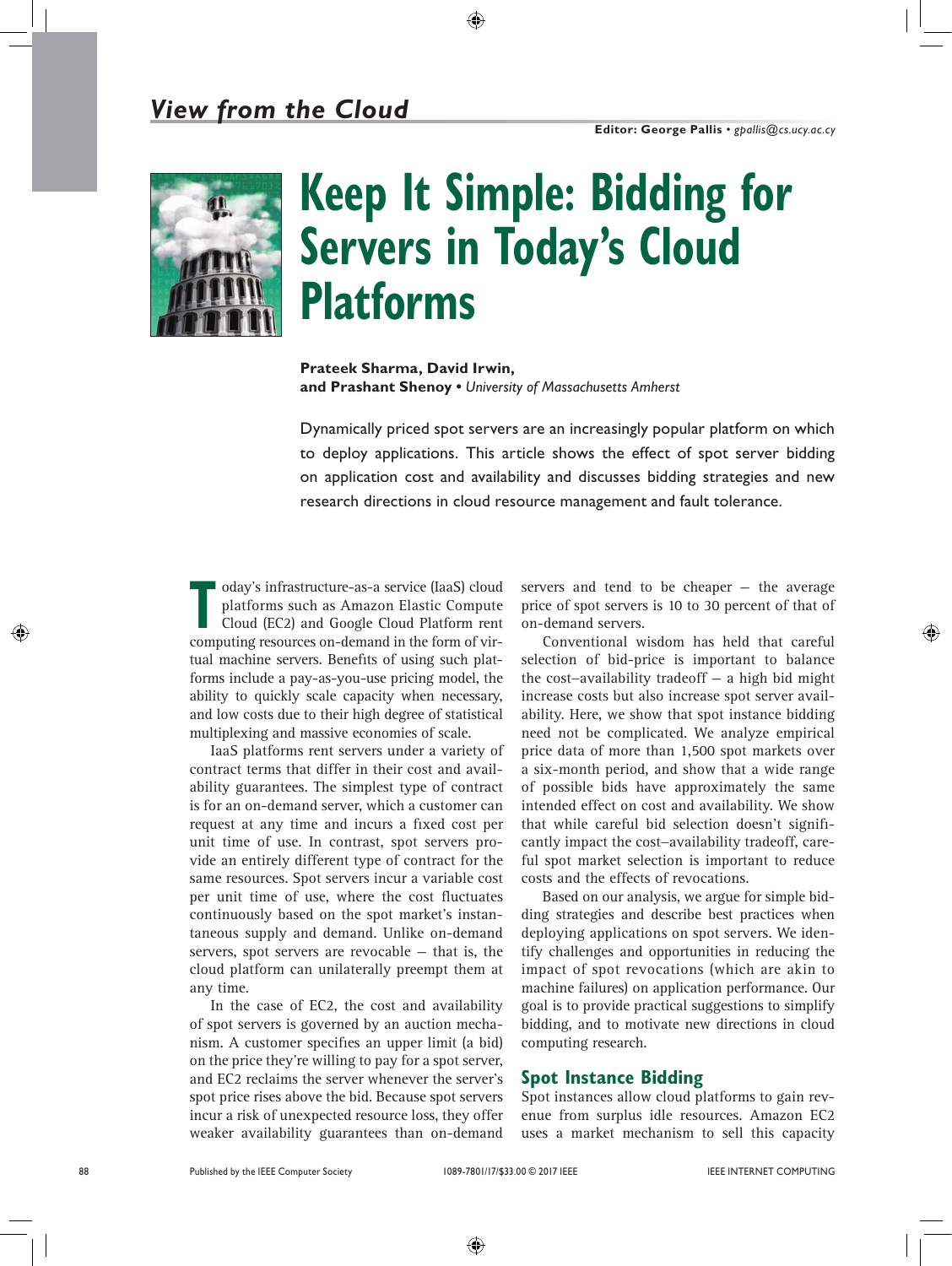*View from the Cloud*

**Editor: George Pallis** • *gpallis@cs.ucy.ac.cy*

# Keep It Simple: Bidding for Servers in Today's Cloud Platforms

**Prateek Sharma, David Irwin, and Prashant Shenoy** • *University of Massachusetts Amherst*

Dynamically priced spot servers are an increasingly popular platform on which to deploy applications. This article shows the effect of spot server bidding on application cost and availability and discusses bidding strategies and new research directions in cloud resource management and fault tolerance.

Today's infrastructure-as-a service (IaaS) cloud platforms such as Amazon Elastic Compute Cloud (EC2) and Google Cloud Platform rent computing resources on-demand in the form of virtual machine servers. Benefits of using such platforms include a pay-as-you-use pricing model, the ability to quickly scale capacity when necessary, and low costs due to their high degree of statistical multiplexing and massive economies of scale.

IaaS platforms rent servers under a variety of contract terms that differ in their cost and availability guarantees. The simplest type of contract is for an on-demand server, which a customer can request at any time and incurs a fixed cost per unit time of use. In contrast, spot servers provide an entirely different type of contract for the same resources. Spot servers incur a variable cost per unit time of use, where the cost fluctuates continuously based on the spot market's instantaneous supply and demand. Unlike on-demand servers, spot servers are revocable — that is, the cloud platform can unilaterally preempt them at any time.

In the case of EC2, the cost and availability of spot servers is governed by an auction mechanism. A customer specifies an upper limit (a bid) on the price they're willing to pay for a spot server, and EC2 reclaims the server whenever the server's spot price rises above the bid. Because spot servers incur a risk of unexpected resource loss, they offer weaker availability guarantees than on-demand servers and tend to be cheaper — the average price of spot servers is 10 to 30 percent of that of on-demand servers.

Conventional wisdom has held that careful selection of bid-price is important to balance the cost–availability tradeoff — a high bid might increase costs but also increase spot server availability. Here, we show that spot instance bidding need not be complicated. We analyze empirical price data of more than 1,500 spot markets over a six-month period, and show that a wide range of possible bids have approximately the same intended effect on cost and availability. We show that while careful bid selection doesn't significantly impact the cost–availability tradeoff, careful spot market selection is important to reduce costs and the effects of revocations.

Based on our analysis, we argue for simple bidding strategies and describe best practices when deploying applications on spot servers. We identify challenges and opportunities in reducing the impact of spot revocations (which are akin to machine failures) on application performance. Our goal is to provide practical suggestions to simplify bidding, and to motivate new directions in cloud computing research.

## Spot Instance Bidding

Spot instances allow cloud platforms to gain revenue from surplus idle resources. Amazon EC2 uses a market mechanism to sell this capacity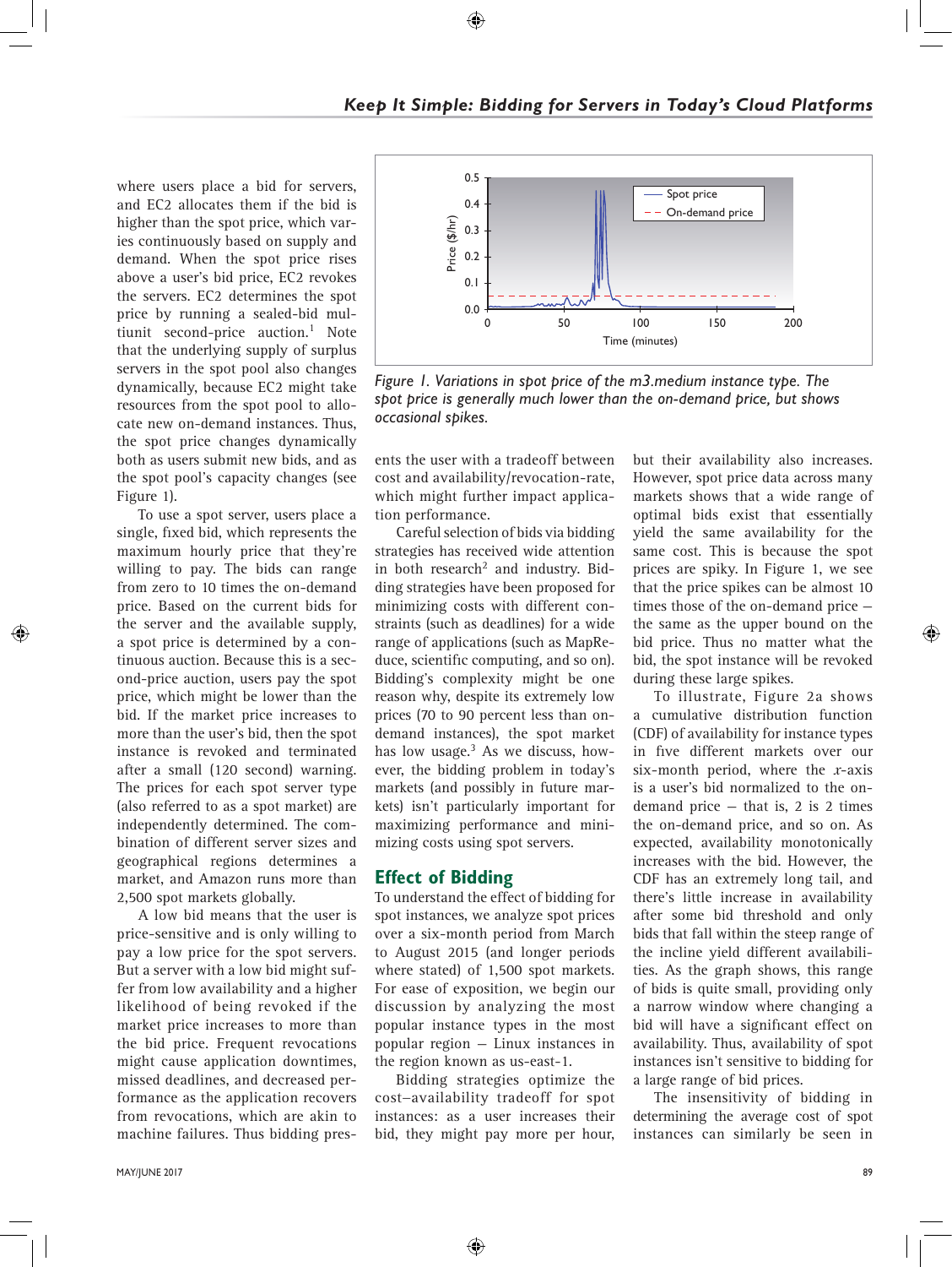where users place a bid for servers, and EC2 allocates them if the bid is higher than the spot price, which varies continuously based on supply and demand. When the spot price rises above a user's bid price, EC2 revokes the servers. EC2 determines the spot price by running a sealed-bid multiunit second-price auction.[1] Note that the underlying supply of surplus servers in the spot pool also changes dynamically, because EC2 might take resources from the spot pool to allocate new on-demand instances. Thus, the spot price changes dynamically both as users submit new bids, and as the spot pool's capacity changes (see Figure 1).

To use a spot server, users place a single, fixed bid, which represents the maximum hourly price that they're willing to pay. The bids can range from zero to 10 times the on-demand price. Based on the current bids for the server and the available supply, a spot price is determined by a continuous auction. Because this is a second-price auction, users pay the spot price, which might be lower than the bid. If the market price increases to more than the user's bid, then the spot instance is revoked and terminated after a small (120 second) warning. The prices for each spot server type (also referred to as a spot market) are independently determined. The combination of different server sizes and geographical regions determines a market, and Amazon runs more than 2,500 spot markets globally.

A low bid means that the user is price-sensitive and is only willing to pay a low price for the spot servers. But a server with a low bid might suffer from low availability and a higher likelihood of being revoked if the market price increases to more than the bid price. Frequent revocations might cause application downtimes, missed deadlines, and decreased performance as the application recovers from revocations, which are akin to machine failures. Thus bidding presents the user with a tradeoff between cost and availability/revocation-rate, which might further impact application performance.

Careful selection of bids via bidding strategies has received wide attention in both research[2] and industry. Bidding strategies have been proposed for minimizing costs with different constraints (such as deadlines) for a wide range of applications (such as MapReduce, scientific computing, and so on). Bidding's complexity might be one reason why, despite its extremely low prices (70 to 90 percent less than on-demand instances), the spot market has low usage.[3] As we discuss, however, the bidding problem in today's markets (and possibly in future markets) isn't particularly important for maximizing performance and minimizing costs using spot servers.

*Figure 1. Variations in spot price of the m3.medium instance type. The spot price is generally much lower than the on-demand price, but shows occasional spikes.*

## Effect of Bidding

To understand the effect of bidding for spot instances, we analyze spot prices over a six-month period from March to August 2015 (and longer periods where stated) of 1,500 spot markets. For ease of exposition, we begin our discussion by analyzing the most popular instance types in the most popular region — Linux instances in the region known as us-east-1.

Bidding strategies optimize the cost–availability tradeoff for spot instances: as a user increases their bid, they might pay more per hour, but their availability also increases. However, spot price data across many markets shows that a wide range of optimal bids exist that essentially yield the same availability for the same cost. This is because the spot prices are spiky. In Figure 1, we see that the price spikes can be almost 10 times those of the on-demand price — the same as the upper bound on the bid price. Thus no matter what the bid, the spot instance will be revoked during these large spikes.

To illustrate, Figure 2a shows a cumulative distribution function (CDF) of availability for instance types in five different markets over our six-month period, where the $x$-axis is a user's bid normalized to the on-demand price — that is, 2 is 2 times the on-demand price, and so on. As expected, availability monotonically increases with the bid. However, the CDF has an extremely long tail, and there's little increase in availability after some bid threshold and only bids that fall within the steep range of the incline yield different availabilities. As the graph shows, this range of bids is quite small, providing only a narrow window where changing a bid will have a significant effect on availability. Thus, availability of spot instances isn't sensitive to bidding for a large range of bid prices.

The insensitivity of bidding in determining the average cost of spot instances can similarly be seen in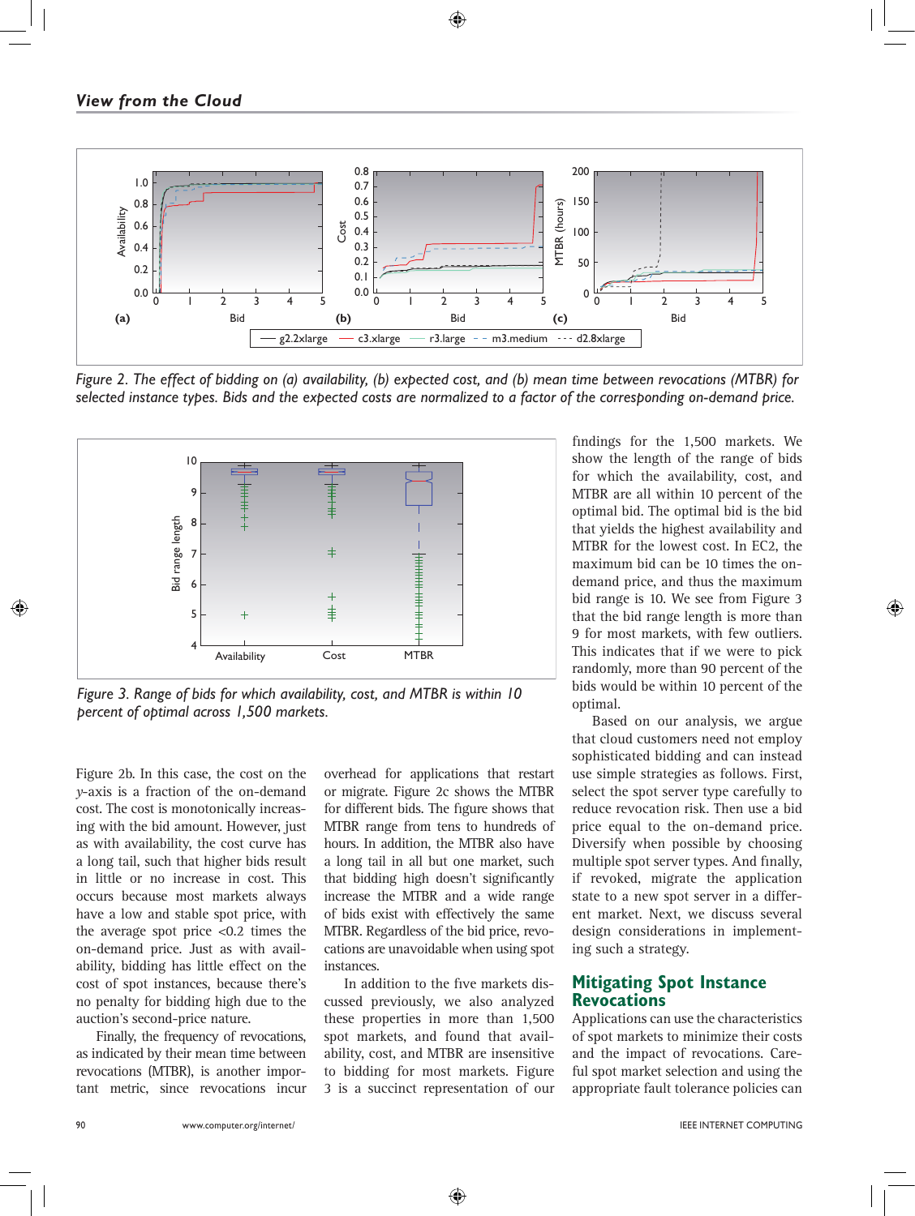Figure 2. The effect of bidding on (a) availability, (b) expected cost, and (b) mean time between revocations (MTBR) for selected instance types. Bids and the expected costs are normalized to a factor of the corresponding on-demand price.

Figure 3. Range of bids for which availability, cost, and MTBR is within 10 percent of optimal across 1,500 markets.

Figure 2b. In this case, the cost on the *y*-axis is a fraction of the on-demand cost. The cost is monotonically increasing with the bid amount. However, just as with availability, the cost curve has a long tail, such that higher bids result in little or no increase in cost. This occurs because most markets always have a low and stable spot price, with the average spot price <0.2 times the on-demand price. Just as with availability, bidding has little effect on the cost of spot instances, because there's no penalty for bidding high due to the auction's second-price nature.

Finally, the frequency of revocations, as indicated by their mean time between revocations (MTBR), is another important metric, since revocations incur overhead for applications that restart or migrate. Figure 2c shows the MTBR for different bids. The figure shows that MTBR range from tens to hundreds of hours. In addition, the MTBR also have a long tail in all but one market, such that bidding high doesn't significantly increase the MTBR and a wide range of bids exist with effectively the same MTBR. Regardless of the bid price, revocations are unavoidable when using spot instances.

In addition to the five markets discussed previously, we also analyzed these properties in more than 1,500 spot markets, and found that availability, cost, and MTBR are insensitive to bidding for most markets. Figure 3 is a succinct representation of our findings for the 1,500 markets. We show the length of the range of bids for which the availability, cost, and MTBR are all within 10 percent of the optimal bid. The optimal bid is the bid that yields the highest availability and MTBR for the lowest cost. In EC2, the maximum bid can be 10 times the on-demand price, and thus the maximum bid range is 10. We see from Figure 3 that the bid range length is more than 9 for most markets, with few outliers. This indicates that if we were to pick randomly, more than 90 percent of the bids would be within 10 percent of the optimal.

Based on our analysis, we argue that cloud customers need not employ sophisticated bidding and can instead use simple strategies as follows. First, select the spot server type carefully to reduce revocation risk. Then use a bid price equal to the on-demand price. Diversify when possible by choosing multiple spot server types. And finally, if revoked, migrate the application state to a new spot server in a different market. Next, we discuss several design considerations in implementing such a strategy.

## Mitigating Spot Instance Revocations

Applications can use the characteristics of spot markets to minimize their costs and the impact of revocations. Careful spot market selection and using the appropriate fault tolerance policies can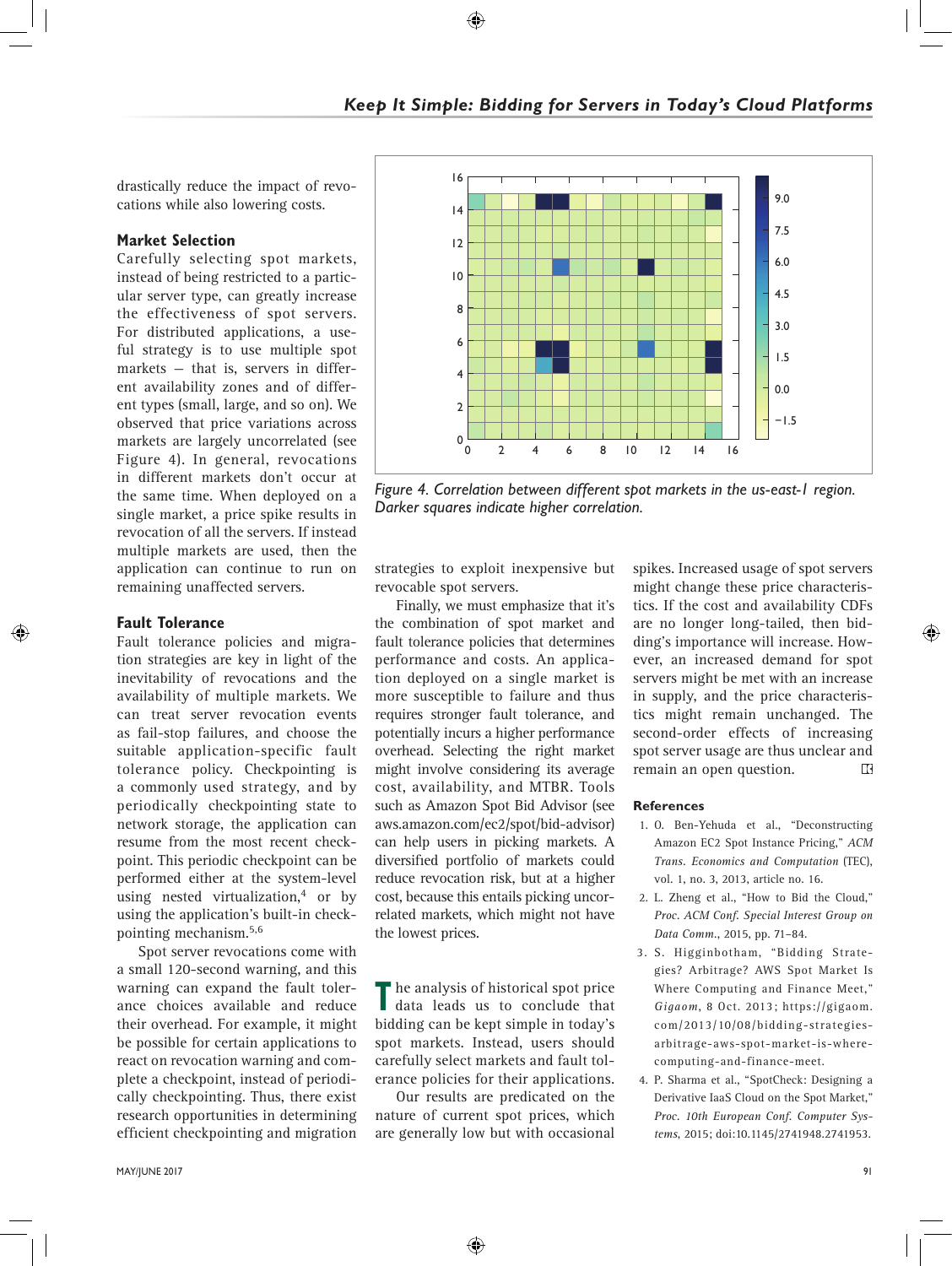drastically reduce the impact of revocations while also lowering costs.

### Market Selection

Carefully selecting spot markets, instead of being restricted to a particular server type, can greatly increase the effectiveness of spot servers. For distributed applications, a useful strategy is to use multiple spot markets — that is, servers in different availability zones and of different types (small, large, and so on). We observed that price variations across markets are largely uncorrelated (see Figure 4). In general, revocations in different markets don't occur at the same time. When deployed on a single market, a price spike results in revocation of all the servers. If instead multiple markets are used, then the application can continue to run on remaining unaffected servers.

*Figure 4. Correlation between different spot markets in the us-east-1 region. Darker squares indicate higher correlation.*

### Fault Tolerance

Fault tolerance policies and migration strategies are key in light of the inevitability of revocations and the availability of multiple markets. We can treat server revocation events as fail-stop failures, and choose the suitable application-specific fault tolerance policy. Checkpointing is a commonly used strategy, and by periodically checkpointing state to network storage, the application can resume from the most recent checkpoint. This periodic checkpoint can be performed either at the system-level using nested virtualization,[4] or by using the application's built-in checkpointing mechanism.[5,6]

Spot server revocations come with a small 120-second warning, and this warning can expand the fault tolerance choices available and reduce their overhead. For example, it might be possible for certain applications to react on revocation warning and complete a checkpoint, instead of periodically checkpointing. Thus, there exist research opportunities in determining efficient checkpointing and migration strategies to exploit inexpensive but revocable spot servers.

Finally, we must emphasize that it's the combination of spot market and fault tolerance policies that determines performance and costs. An application deployed on a single market is more susceptible to failure and thus requires stronger fault tolerance, and potentially incurs a higher performance overhead. Selecting the right market might involve considering its average cost, availability, and MTBR. Tools such as Amazon Spot Bid Advisor (see aws.amazon.com/ec2/spot/bid-advisor) can help users in picking markets. A diversified portfolio of markets could reduce revocation risk, but at a higher cost, because this entails picking uncorrelated markets, which might not have the lowest prices.

The analysis of historical spot price data leads us to conclude that bidding can be kept simple in today's spot markets. Instead, users should carefully select markets and fault tolerance policies for their applications.

Our results are predicated on the nature of current spot prices, which are generally low but with occasional spikes. Increased usage of spot servers might change these price characteristics. If the cost and availability CDFs are no longer long-tailed, then bidding's importance will increase. However, an increased demand for spot servers might be met with an increase in supply, and the price characteristics might remain unchanged. The second-order effects of increasing spot server usage are thus unclear and remain an open question.

### References

1. O. Ben-Yehuda et al., "Deconstructing Amazon EC2 Spot Instance Pricing," *ACM Trans. Economics and Computation* (TEC), vol. 1, no. 3, 2013, article no. 16.
2. L. Zheng et al., "How to Bid the Cloud," *Proc. ACM Conf. Special Interest Group on Data Comm.*, 2015, pp. 71–84.
3. S. Higginbotham, "Bidding Strategies? Arbitrage? AWS Spot Market Is Where Computing and Finance Meet," *Gigaom*, 8 Oct. 2013; https://gigaom.com/2013/10/08/bidding-strategies-arbitrage-aws-spot-market-is-where-computing-and-finance-meet.
4. P. Sharma et al., "SpotCheck: Designing a Derivative IaaS Cloud on the Spot Market," *Proc. 10th European Conf. Computer Systems*, 2015; doi:10.1145/2741948.2741953.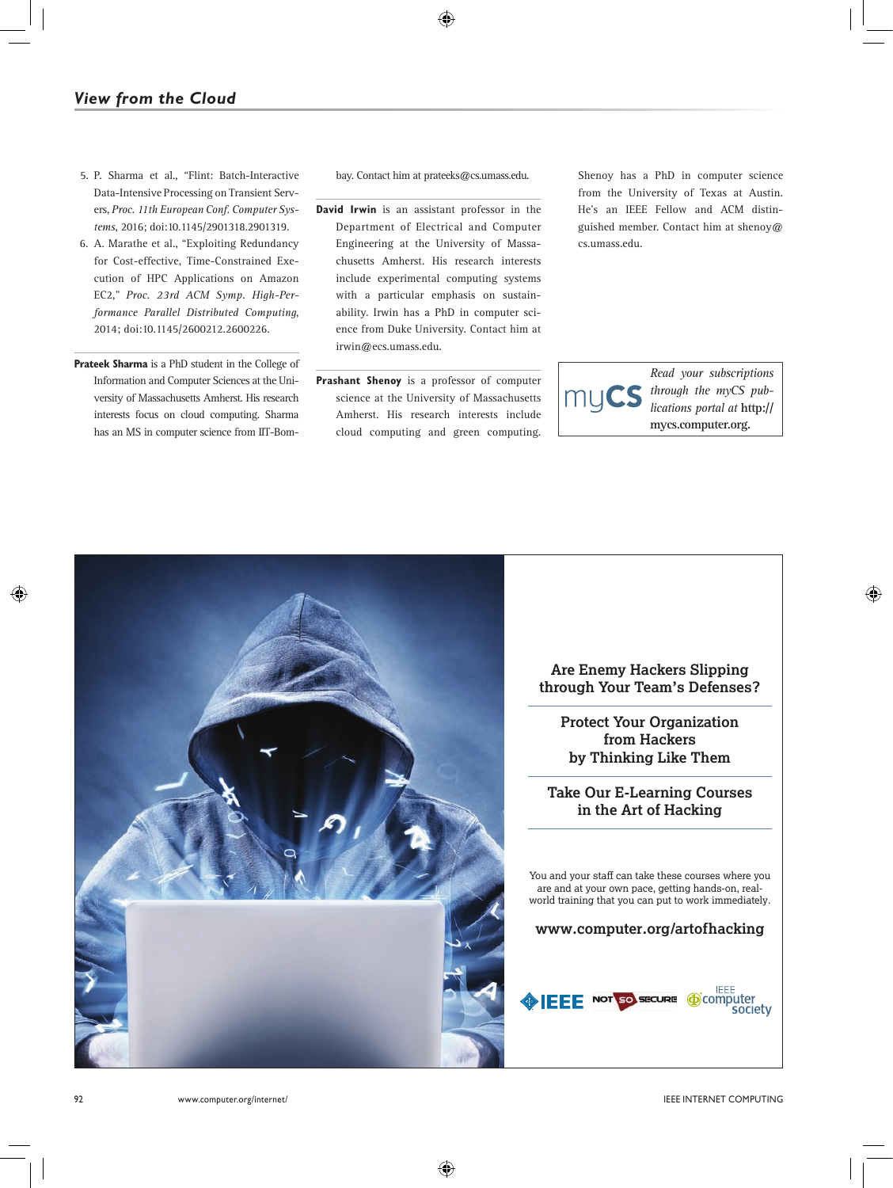5. P. Sharma et al., "Flint: Batch-Interactive Data-Intensive Processing on Transient Servers, *Proc. 11th European Conf. Computer Systems*, 2016; doi:10.1145/2901318.2901319.
6. A. Marathe et al., "Exploiting Redundancy for Cost-effective, Time-Constrained Execution of HPC Applications on Amazon EC2," *Proc. 23rd ACM Symp. High-Performance Parallel Distributed Computing*, 2014; doi:10.1145/2600212.2600226.

**Prateek Sharma** is a PhD student in the College of Information and Computer Sciences at the University of Massachusetts Amherst. His research interests focus on cloud computing. Sharma has an MS in computer science from IIT-Bombay. Contact him at prateeks@cs.umass.edu.

**David Irwin** is an assistant professor in the Department of Electrical and Computer Engineering at the University of Massachusetts Amherst. His research interests include experimental computing systems with a particular emphasis on sustainability. Irwin has a PhD in computer science from Duke University. Contact him at irwin@ecs.umass.edu.

**Prashant Shenoy** is a professor of computer science at the University of Massachusetts Amherst. His research interests include cloud computing and green computing. Shenoy has a PhD in computer science from the University of Texas at Austin. He's an IEEE Fellow and ACM distinguished member. Contact him at shenoy@cs.umass.edu.

myCS — *Read your subscriptions through the myCS publications portal at* http://mycs.computer.org.

Are Enemy Hackers Slipping through Your Team's Defenses?

Protect Your Organization from Hackers by Thinking Like Them

Take Our E-Learning Courses in the Art of Hacking

You and your staff can take these courses where you are and at your own pace, getting hands-on, real-world training that you can put to work immediately.

www.computer.org/artofhacking

IEEE | NOT SO SECURE | IEEE computer society